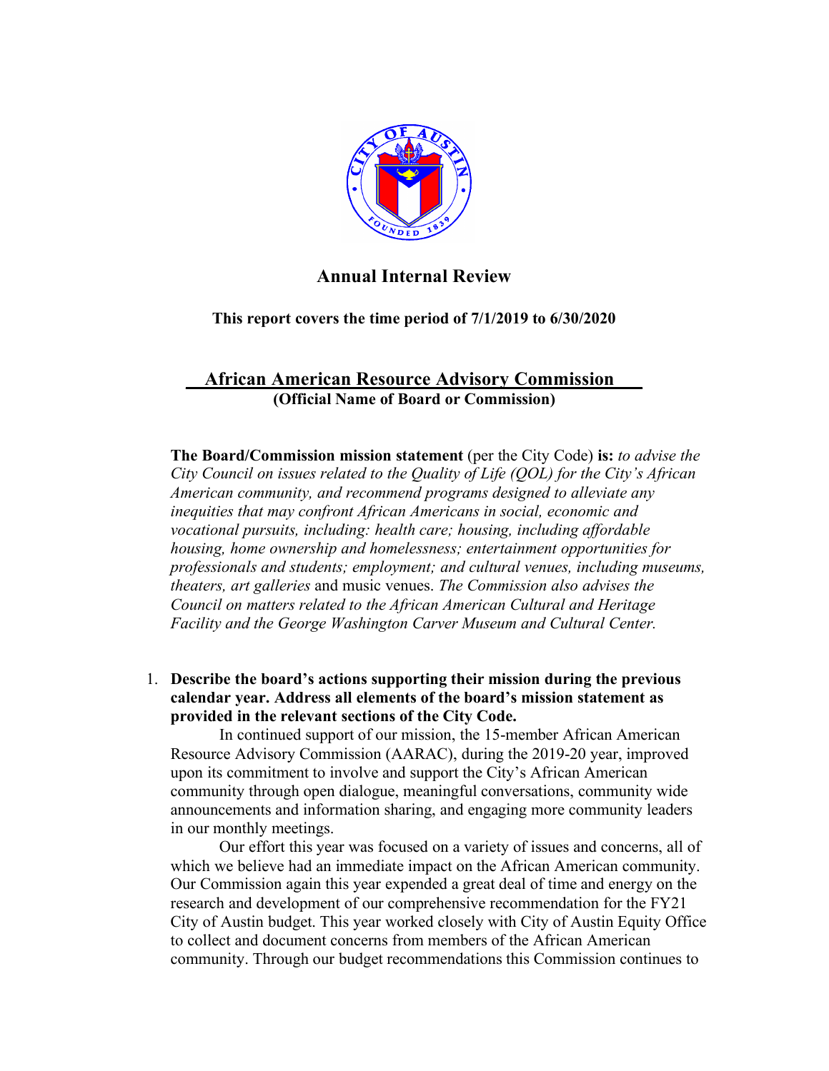# Annual Internal Review

**This report covers the time period of 7/1/2019 to 6/30/2020**

## African American Resource Advisory Commission

**(Official Name of Board or Commission)**

**The Board/Commission mission statement** (per the City Code) **is:** *to advise the City Council on issues related to the Quality of Life (QOL) for the City's African American community, and recommend programs designed to alleviate any inequities that may confront African Americans in social, economic and vocational pursuits, including: health care; housing, including affordable housing, home ownership and homelessness; entertainment opportunities for professionals and students; employment; and cultural venues, including museums, theaters, art galleries* and music venues. *The Commission also advises the Council on matters related to the African American Cultural and Heritage Facility and the George Washington Carver Museum and Cultural Center.*

1. **Describe the board's actions supporting their mission during the previous calendar year. Address all elements of the board's mission statement as provided in the relevant sections of the City Code.**

   In continued support of our mission, the 15-member African American Resource Advisory Commission (AARAC), during the 2019-20 year, improved upon its commitment to involve and support the City's African American community through open dialogue, meaningful conversations, community wide announcements and information sharing, and engaging more community leaders in our monthly meetings.

   Our effort this year was focused on a variety of issues and concerns, all of which we believe had an immediate impact on the African American community. Our Commission again this year expended a great deal of time and energy on the research and development of our comprehensive recommendation for the FY21 City of Austin budget. This year worked closely with City of Austin Equity Office to collect and document concerns from members of the African American community. Through our budget recommendations this Commission continues to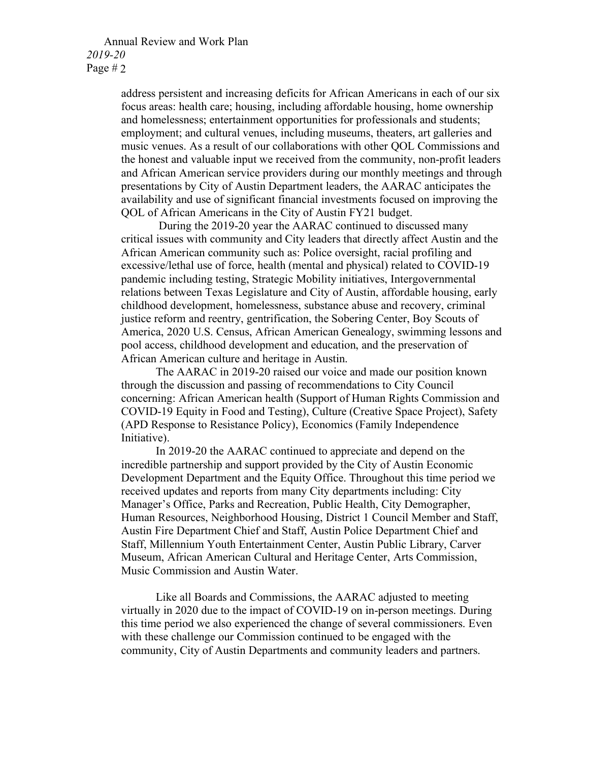address persistent and increasing deficits for African Americans in each of our six focus areas: health care; housing, including affordable housing, home ownership and homelessness; entertainment opportunities for professionals and students; employment; and cultural venues, including museums, theaters, art galleries and music venues. As a result of our collaborations with other QOL Commissions and the honest and valuable input we received from the community, non-profit leaders and African American service providers during our monthly meetings and through presentations by City of Austin Department leaders, the AARAC anticipates the availability and use of significant financial investments focused on improving the QOL of African Americans in the City of Austin FY21 budget.

During the 2019-20 year the AARAC continued to discussed many critical issues with community and City leaders that directly affect Austin and the African American community such as: Police oversight, racial profiling and excessive/lethal use of force, health (mental and physical) related to COVID-19 pandemic including testing, Strategic Mobility initiatives, Intergovernmental relations between Texas Legislature and City of Austin, affordable housing, early childhood development, homelessness, substance abuse and recovery, criminal justice reform and reentry, gentrification, the Sobering Center, Boy Scouts of America, 2020 U.S. Census, African American Genealogy, swimming lessons and pool access, childhood development and education, and the preservation of African American culture and heritage in Austin.

The AARAC in 2019-20 raised our voice and made our position known through the discussion and passing of recommendations to City Council concerning: African American health (Support of Human Rights Commission and COVID-19 Equity in Food and Testing), Culture (Creative Space Project), Safety (APD Response to Resistance Policy), Economics (Family Independence Initiative).

In 2019-20 the AARAC continued to appreciate and depend on the incredible partnership and support provided by the City of Austin Economic Development Department and the Equity Office. Throughout this time period we received updates and reports from many City departments including: City Manager's Office, Parks and Recreation, Public Health, City Demographer, Human Resources, Neighborhood Housing, District 1 Council Member and Staff, Austin Fire Department Chief and Staff, Austin Police Department Chief and Staff, Millennium Youth Entertainment Center, Austin Public Library, Carver Museum, African American Cultural and Heritage Center, Arts Commission, Music Commission and Austin Water.

Like all Boards and Commissions, the AARAC adjusted to meeting virtually in 2020 due to the impact of COVID-19 on in-person meetings. During this time period we also experienced the change of several commissioners. Even with these challenge our Commission continued to be engaged with the community, City of Austin Departments and community leaders and partners.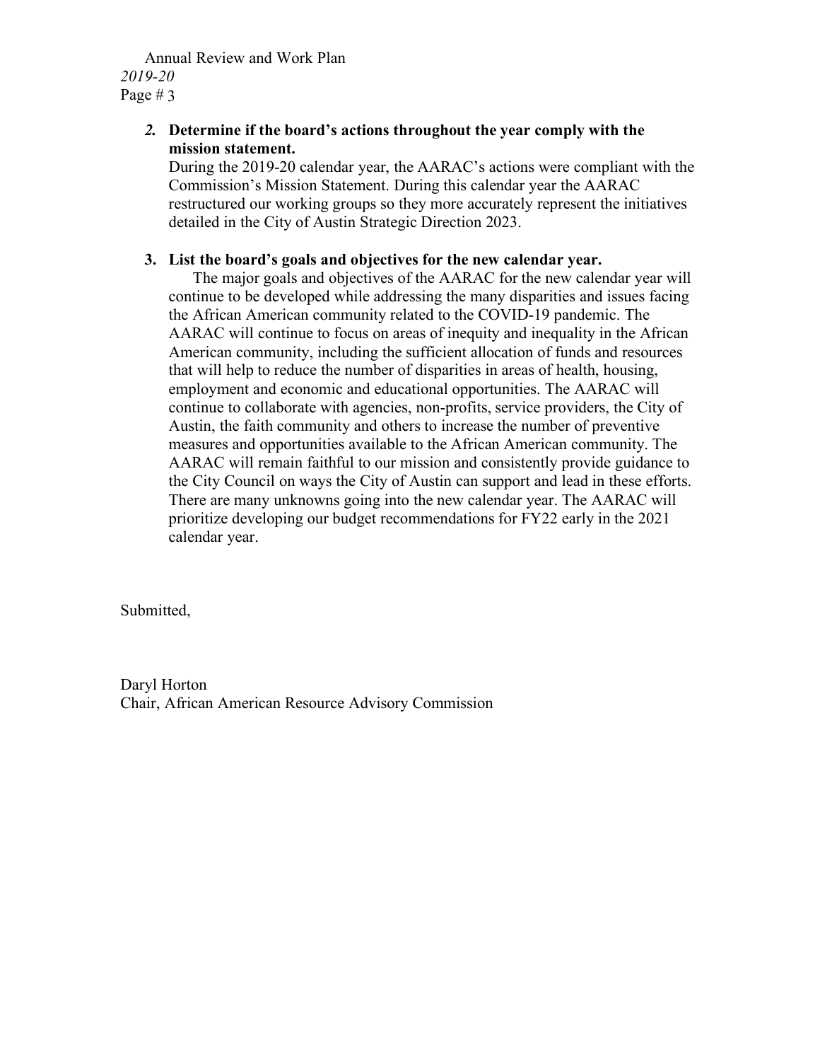2. **Determine if the board's actions throughout the year comply with the mission statement.**

   During the 2019-20 calendar year, the AARAC's actions were compliant with the Commission's Mission Statement. During this calendar year the AARAC restructured our working groups so they more accurately represent the initiatives detailed in the City of Austin Strategic Direction 2023.

3. **List the board's goals and objectives for the new calendar year.**

   The major goals and objectives of the AARAC for the new calendar year will continue to be developed while addressing the many disparities and issues facing the African American community related to the COVID-19 pandemic. The AARAC will continue to focus on areas of inequity and inequality in the African American community, including the sufficient allocation of funds and resources that will help to reduce the number of disparities in areas of health, housing, employment and economic and educational opportunities. The AARAC will continue to collaborate with agencies, non-profits, service providers, the City of Austin, the faith community and others to increase the number of preventive measures and opportunities available to the African American community. The AARAC will remain faithful to our mission and consistently provide guidance to the City Council on ways the City of Austin can support and lead in these efforts. There are many unknowns going into the new calendar year. The AARAC will prioritize developing our budget recommendations for FY22 early in the 2021 calendar year.

Submitted,

Daryl Horton
Chair, African American Resource Advisory Commission